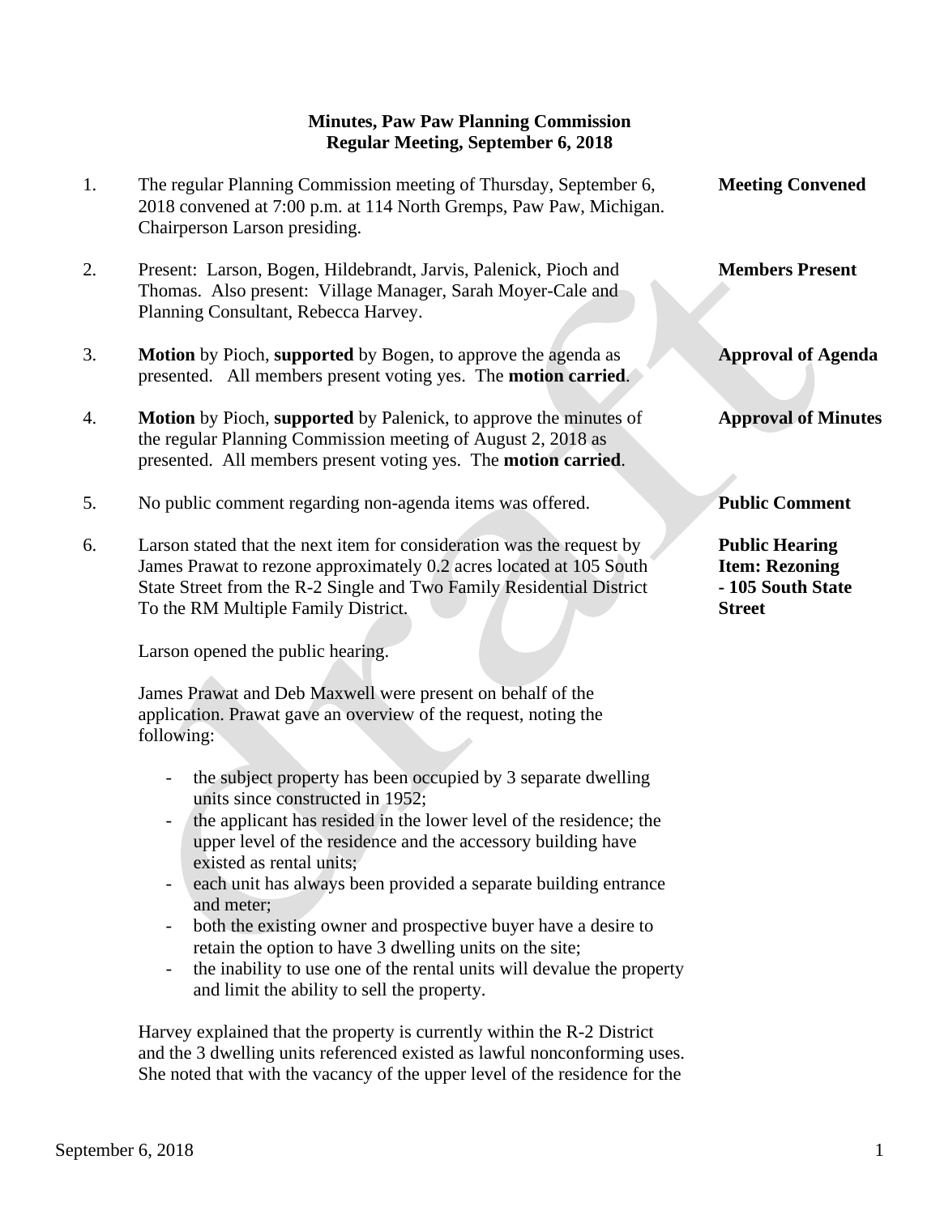**Minutes, Paw Paw Planning Commission**
**Regular Meeting, September 6, 2018**

1. The regular Planning Commission meeting of Thursday, September 6, 2018 convened at 7:00 p.m. at 114 North Gremps, Paw Paw, Michigan. Chairperson Larson presiding. **Meeting Convened**

2. Present: Larson, Bogen, Hildebrandt, Jarvis, Palenick, Pioch and Thomas. Also present: Village Manager, Sarah Moyer-Cale and Planning Consultant, Rebecca Harvey. **Members Present**

3. **Motion** by Pioch, **supported** by Bogen, to approve the agenda as presented. All members present voting yes. The **motion carried**. **Approval of Agenda**

4. **Motion** by Pioch, **supported** by Palenick, to approve the minutes of the regular Planning Commission meeting of August 2, 2018 as presented. All members present voting yes. The **motion carried**. **Approval of Minutes**

5. No public comment regarding non-agenda items was offered. **Public Comment**

6. Larson stated that the next item for consideration was the request by James Prawat to rezone approximately 0.2 acres located at 105 South State Street from the R-2 Single and Two Family Residential District To the RM Multiple Family District. **Public Hearing Item: Rezoning - 105 South State Street**

   Larson opened the public hearing.

   James Prawat and Deb Maxwell were present on behalf of the application. Prawat gave an overview of the request, noting the following:

   - the subject property has been occupied by 3 separate dwelling units since constructed in 1952;
   - the applicant has resided in the lower level of the residence; the upper level of the residence and the accessory building have existed as rental units;
   - each unit has always been provided a separate building entrance and meter;
   - both the existing owner and prospective buyer have a desire to retain the option to have 3 dwelling units on the site;
   - the inability to use one of the rental units will devalue the property and limit the ability to sell the property.

   Harvey explained that the property is currently within the R-2 District and the 3 dwelling units referenced existed as lawful nonconforming uses. She noted that with the vacancy of the upper level of the residence for the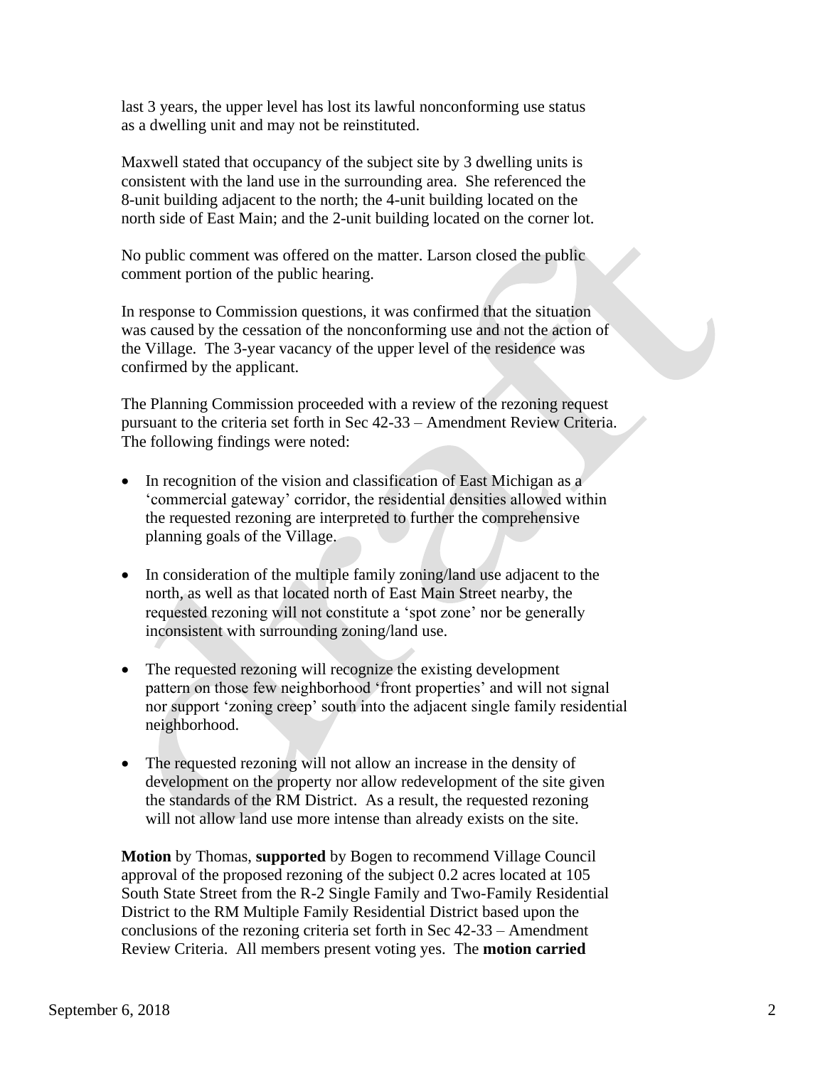last 3 years, the upper level has lost its lawful nonconforming use status as a dwelling unit and may not be reinstituted.

Maxwell stated that occupancy of the subject site by 3 dwelling units is consistent with the land use in the surrounding area. She referenced the 8-unit building adjacent to the north; the 4-unit building located on the north side of East Main; and the 2-unit building located on the corner lot.

No public comment was offered on the matter. Larson closed the public comment portion of the public hearing.

In response to Commission questions, it was confirmed that the situation was caused by the cessation of the nonconforming use and not the action of the Village. The 3-year vacancy of the upper level of the residence was confirmed by the applicant.

The Planning Commission proceeded with a review of the rezoning request pursuant to the criteria set forth in Sec 42-33 – Amendment Review Criteria. The following findings were noted:

- In recognition of the vision and classification of East Michigan as a 'commercial gateway' corridor, the residential densities allowed within the requested rezoning are interpreted to further the comprehensive planning goals of the Village.
- In consideration of the multiple family zoning/land use adjacent to the north, as well as that located north of East Main Street nearby, the requested rezoning will not constitute a 'spot zone' nor be generally inconsistent with surrounding zoning/land use.
- The requested rezoning will recognize the existing development pattern on those few neighborhood 'front properties' and will not signal nor support 'zoning creep' south into the adjacent single family residential neighborhood.
- The requested rezoning will not allow an increase in the density of development on the property nor allow redevelopment of the site given the standards of the RM District. As a result, the requested rezoning will not allow land use more intense than already exists on the site.

**Motion** by Thomas, **supported** by Bogen to recommend Village Council approval of the proposed rezoning of the subject 0.2 acres located at 105 South State Street from the R-2 Single Family and Two-Family Residential District to the RM Multiple Family Residential District based upon the conclusions of the rezoning criteria set forth in Sec 42-33 – Amendment Review Criteria. All members present voting yes. The **motion carried**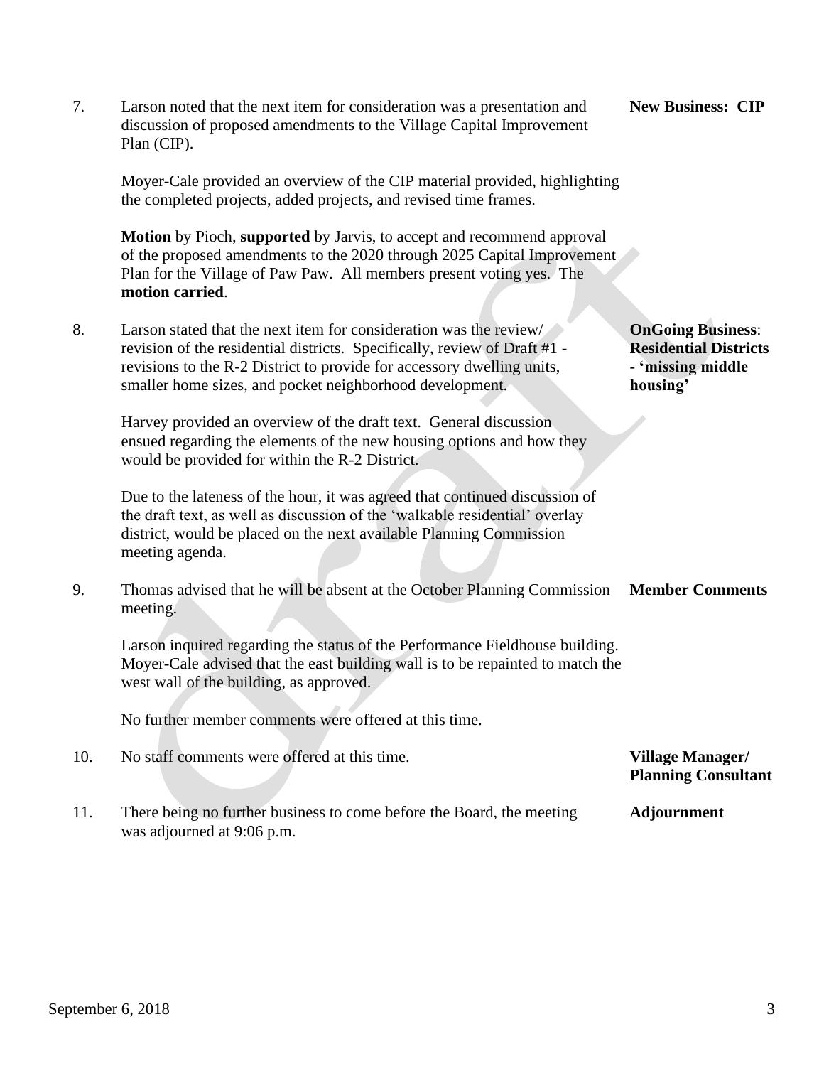7. Larson noted that the next item for consideration was a presentation and discussion of proposed amendments to the Village Capital Improvement Plan (CIP). **New Business: CIP**

   Moyer-Cale provided an overview of the CIP material provided, highlighting the completed projects, added projects, and revised time frames.

   **Motion** by Pioch, **supported** by Jarvis, to accept and recommend approval of the proposed amendments to the 2020 through 2025 Capital Improvement Plan for the Village of Paw Paw. All members present voting yes. The **motion carried**.

8. Larson stated that the next item for consideration was the review/ revision of the residential districts. Specifically, review of Draft #1 - revisions to the R-2 District to provide for accessory dwelling units, smaller home sizes, and pocket neighborhood development. **OnGoing Business: Residential Districts - 'missing middle housing'**

   Harvey provided an overview of the draft text. General discussion ensued regarding the elements of the new housing options and how they would be provided for within the R-2 District.

   Due to the lateness of the hour, it was agreed that continued discussion of the draft text, as well as discussion of the 'walkable residential' overlay district, would be placed on the next available Planning Commission meeting agenda.

9. Thomas advised that he will be absent at the October Planning Commission meeting. **Member Comments**

   Larson inquired regarding the status of the Performance Fieldhouse building. Moyer-Cale advised that the east building wall is to be repainted to match the west wall of the building, as approved.

   No further member comments were offered at this time.

10. No staff comments were offered at this time. **Village Manager/ Planning Consultant**

11. There being no further business to come before the Board, the meeting was adjourned at 9:06 p.m. **Adjournment**

September 6, 2018